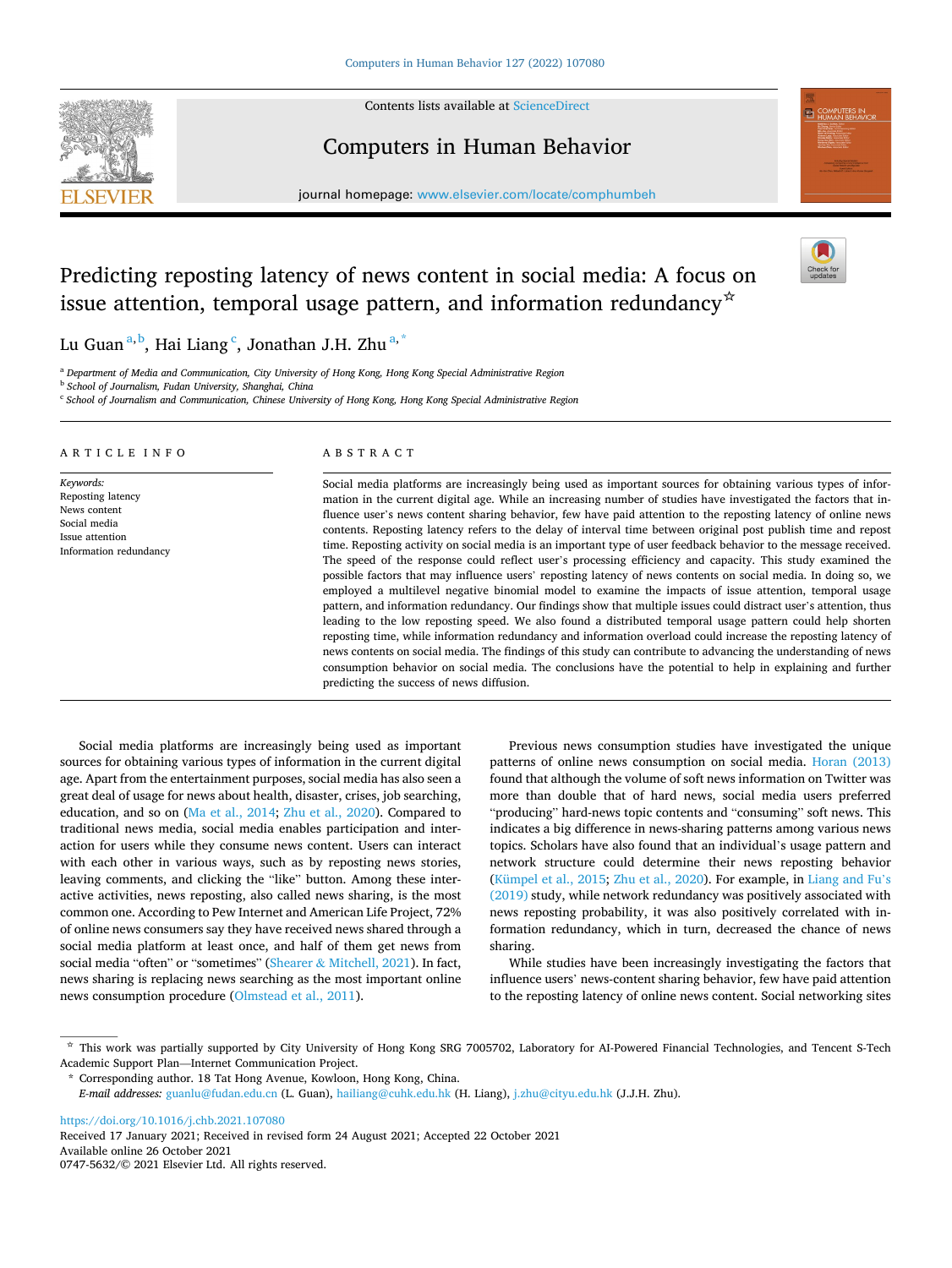# Predicting reposting latency of news content in social media: A focus on issue attention, temporal usage pattern, and information redundancy ☆

Lu Guan [a,b], Hai Liang [c], Jonathan J.H. Zhu [a,*]

[a] Department of Media and Communication, City University of Hong Kong, Hong Kong Special Administrative Region
[b] School of Journalism, Fudan University, Shanghai, China
[c] School of Journalism and Communication, Chinese University of Hong Kong, Hong Kong Special Administrative Region

## ARTICLE INFO

*Keywords:*
Reposting latency
News content
Social media
Issue attention
Information redundancy

## ABSTRACT

Social media platforms are increasingly being used as important sources for obtaining various types of information in the current digital age. While an increasing number of studies have investigated the factors that influence user's news content sharing behavior, few have paid attention to the reposting latency of online news contents. Reposting latency refers to the delay of interval time between original post publish time and repost time. Reposting activity on social media is an important type of user feedback behavior to the message received. The speed of the response could reflect user's processing efficiency and capacity. This study examined the possible factors that may influence users' reposting latency of news contents on social media. In doing so, we employed a multilevel negative binomial model to examine the impacts of issue attention, temporal usage pattern, and information redundancy. Our findings show that multiple issues could distract user's attention, thus leading to the low reposting speed. We also found a distributed temporal usage pattern could help shorten reposting time, while information redundancy and information overload could increase the reposting latency of news contents on social media. The findings of this study can contribute to advancing the understanding of news consumption behavior on social media. The conclusions have the potential to help in explaining and further predicting the success of news diffusion.

Social media platforms are increasingly being used as important sources for obtaining various types of information in the current digital age. Apart from the entertainment purposes, social media has also seen a great deal of usage for news about health, disaster, crises, job searching, education, and so on (Ma et al., 2014; Zhu et al., 2020). Compared to traditional news media, social media enables participation and interaction for users while they consume news content. Users can interact with each other in various ways, such as by reposting news stories, leaving comments, and clicking the "like" button. Among these interactive activities, news reposting, also called news sharing, is the most common one. According to Pew Internet and American Life Project, 72% of online news consumers say they have received news shared through a social media platform at least once, and half of them get news from social media "often" or "sometimes" (Shearer & Mitchell, 2021). In fact, news sharing is replacing news searching as the most important online news consumption procedure (Olmstead et al., 2011).

Previous news consumption studies have investigated the unique patterns of online news consumption on social media. Horan (2013) found that although the volume of soft news information on Twitter was more than double that of hard news, social media users preferred "producing" hard-news topic contents and "consuming" soft news. This indicates a big difference in news-sharing patterns among various news topics. Scholars have also found that an individual's usage pattern and network structure could determine their news reposting behavior (Kümpel et al., 2015; Zhu et al., 2020). For example, in Liang and Fu's (2019) study, while network redundancy was positively associated with news reposting probability, it was also positively correlated with information redundancy, which in turn, decreased the chance of news sharing.

While studies have been increasingly investigating the factors that influence users' news-content sharing behavior, few have paid attention to the reposting latency of online news content. Social networking sites

---

☆ This work was partially supported by City University of Hong Kong SRG 7005702, Laboratory for AI-Powered Financial Technologies, and Tencent S-Tech Academic Support Plan—Internet Communication Project.

\* Corresponding author. 18 Tat Hong Avenue, Kowloon, Hong Kong, China.
*E-mail addresses:* guanlu@fudan.edu.cn (L. Guan), hailiang@cuhk.edu.hk (H. Liang), j.zhu@cityu.edu.hk (J.J.H. Zhu).

https://doi.org/10.1016/j.chb.2021.107080
Received 17 January 2021; Received in revised form 24 August 2021; Accepted 22 October 2021
Available online 26 October 2021
0747-5632/© 2021 Elsevier Ltd. All rights reserved.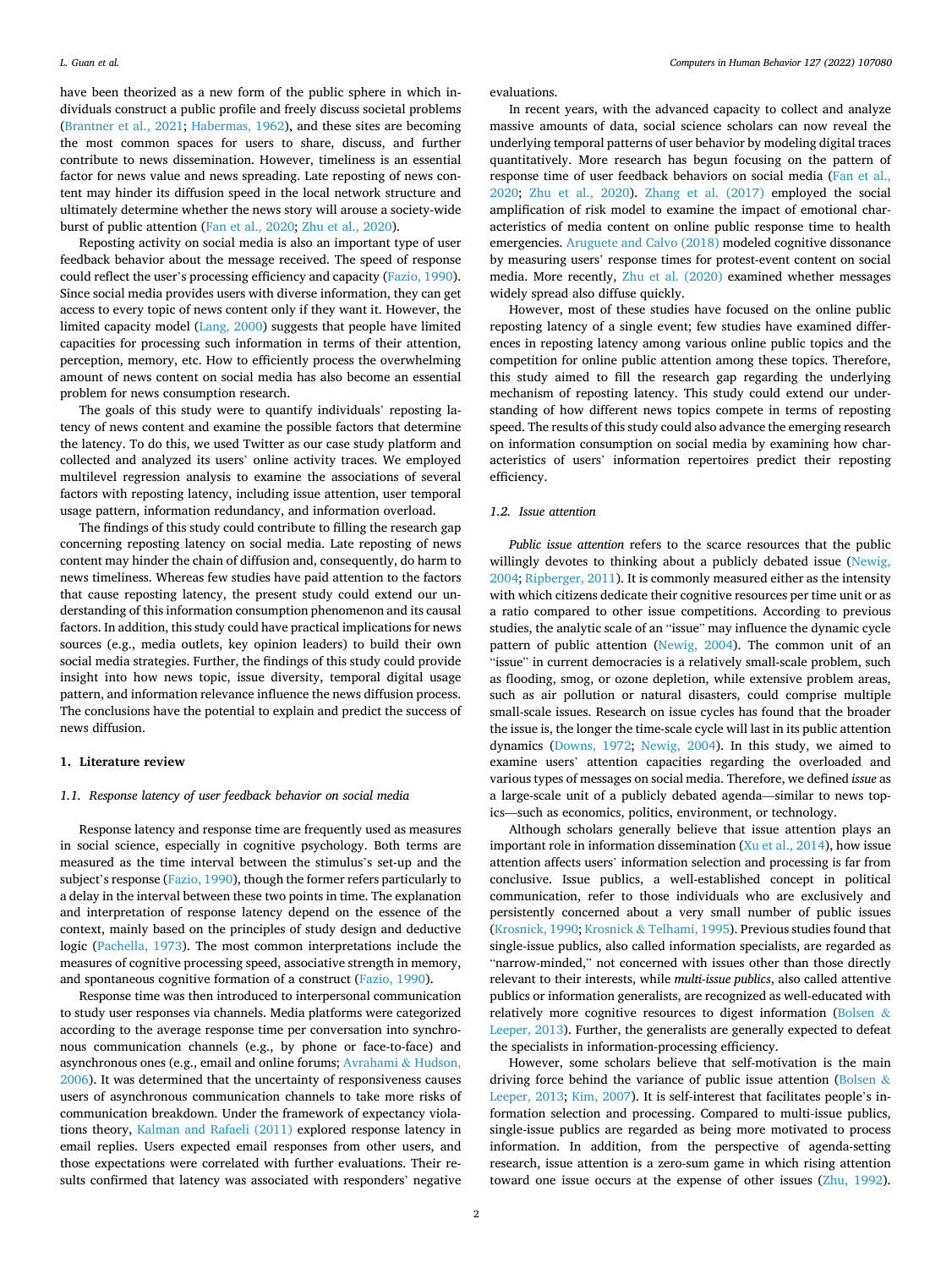have been theorized as a new form of the public sphere in which individuals construct a public profile and freely discuss societal problems (Brantner et al., 2021; Habermas, 1962), and these sites are becoming the most common spaces for users to share, discuss, and further contribute to news dissemination. However, timeliness is an essential factor for news value and news spreading. Late reposting of news content may hinder its diffusion speed in the local network structure and ultimately determine whether the news story will arouse a society-wide burst of public attention (Fan et al., 2020; Zhu et al., 2020).

Reposting activity on social media is also an important type of user feedback behavior about the message received. The speed of response could reflect the user's processing efficiency and capacity (Fazio, 1990). Since social media provides users with diverse information, they can get access to every topic of news content only if they want it. However, the limited capacity model (Lang, 2000) suggests that people have limited capacities for processing such information in terms of their attention, perception, memory, etc. How to efficiently process the overwhelming amount of news content on social media has also become an essential problem for news consumption research.

The goals of this study were to quantify individuals' reposting latency of news content and examine the possible factors that determine the latency. To do this, we used Twitter as our case study platform and collected and analyzed its users' online activity traces. We employed multilevel regression analysis to examine the associations of several factors with reposting latency, including issue attention, user temporal usage pattern, information redundancy, and information overload.

The findings of this study could contribute to filling the research gap concerning reposting latency on social media. Late reposting of news content may hinder the chain of diffusion and, consequently, do harm to news timeliness. Whereas few studies have paid attention to the factors that cause reposting latency, the present study could extend our understanding of this information consumption phenomenon and its causal factors. In addition, this study could have practical implications for news sources (e.g., media outlets, key opinion leaders) to build their own social media strategies. Further, the findings of this study could provide insight into how news topic, issue diversity, temporal digital usage pattern, and information relevance influence the news diffusion process. The conclusions have the potential to explain and predict the success of news diffusion.

## 1. Literature review

### 1.1. Response latency of user feedback behavior on social media

Response latency and response time are frequently used as measures in social science, especially in cognitive psychology. Both terms are measured as the time interval between the stimulus's set-up and the subject's response (Fazio, 1990), though the former refers particularly to a delay in the interval between these two points in time. The explanation and interpretation of response latency depend on the essence of the context, mainly based on the principles of study design and deductive logic (Pachella, 1973). The most common interpretations include the measures of cognitive processing speed, associative strength in memory, and spontaneous cognitive formation of a construct (Fazio, 1990).

Response time was then introduced to interpersonal communication to study user responses via channels. Media platforms were categorized according to the average response time per conversation into synchronous communication channels (e.g., by phone or face-to-face) and asynchronous ones (e.g., email and online forums; Avrahami & Hudson, 2006). It was determined that the uncertainty of responsiveness causes users of asynchronous communication channels to take more risks of communication breakdown. Under the framework of expectancy violations theory, Kalman and Rafaeli (2011) explored response latency in email replies. Users expected email responses from other users, and those expectations were correlated with further evaluations. Their results confirmed that latency was associated with responders' negative evaluations.

In recent years, with the advanced capacity to collect and analyze massive amounts of data, social science scholars can now reveal the underlying temporal patterns of user behavior by modeling digital traces quantitatively. More research has begun focusing on the pattern of response time of user feedback behaviors on social media (Fan et al., 2020; Zhu et al., 2020). Zhang et al. (2017) employed the social amplification of risk model to examine the impact of emotional characteristics of media content on online public response time to health emergencies. Aruguete and Calvo (2018) modeled cognitive dissonance by measuring users' response times for protest-event content on social media. More recently, Zhu et al. (2020) examined whether messages widely spread also diffuse quickly.

However, most of these studies have focused on the online public reposting latency of a single event; few studies have examined differences in reposting latency among various online public topics and the competition for online public attention among these topics. Therefore, this study aimed to fill the research gap regarding the underlying mechanism of reposting latency. This study could extend our understanding of how different news topics compete in terms of reposting speed. The results of this study could also advance the emerging research on information consumption on social media by examining how characteristics of users' information repertoires predict their reposting efficiency.

### 1.2. Issue attention

*Public issue attention* refers to the scarce resources that the public willingly devotes to thinking about a publicly debated issue (Newig, 2004; Ripberger, 2011). It is commonly measured either as the intensity with which citizens dedicate their cognitive resources per time unit or as a ratio compared to other issue competitions. According to previous studies, the analytic scale of an "issue" may influence the dynamic cycle pattern of public attention (Newig, 2004). The common unit of an "issue" in current democracies is a relatively small-scale problem, such as flooding, smog, or ozone depletion, while extensive problem areas, such as air pollution or natural disasters, could comprise multiple small-scale issues. Research on issue cycles has found that the broader the issue is, the longer the time-scale cycle will last in its public attention dynamics (Downs, 1972; Newig, 2004). In this study, we aimed to examine users' attention capacities regarding the overloaded and various types of messages on social media. Therefore, we defined *issue* as a large-scale unit of a publicly debated agenda—similar to news topics—such as economics, politics, environment, or technology.

Although scholars generally believe that issue attention plays an important role in information dissemination (Xu et al., 2014), how issue attention affects users' information selection and processing is far from conclusive. Issue publics, a well-established concept in political communication, refer to those individuals who are exclusively and persistently concerned about a very small number of public issues (Krosnick, 1990; Krosnick & Telhami, 1995). Previous studies found that single-issue publics, also called information specialists, are regarded as "narrow-minded," not concerned with issues other than those directly relevant to their interests, while *multi-issue publics*, also called attentive publics or information generalists, are recognized as well-educated with relatively more cognitive resources to digest information (Bolsen & Leeper, 2013). Further, the generalists are generally expected to defeat the specialists in information-processing efficiency.

However, some scholars believe that self-motivation is the main driving force behind the variance of public issue attention (Bolsen & Leeper, 2013; Kim, 2007). It is self-interest that facilitates people's information selection and processing. Compared to multi-issue publics, single-issue publics are regarded as being more motivated to process information. In addition, from the perspective of agenda-setting research, issue attention is a zero-sum game in which rising attention toward one issue occurs at the expense of other issues (Zhu, 1992).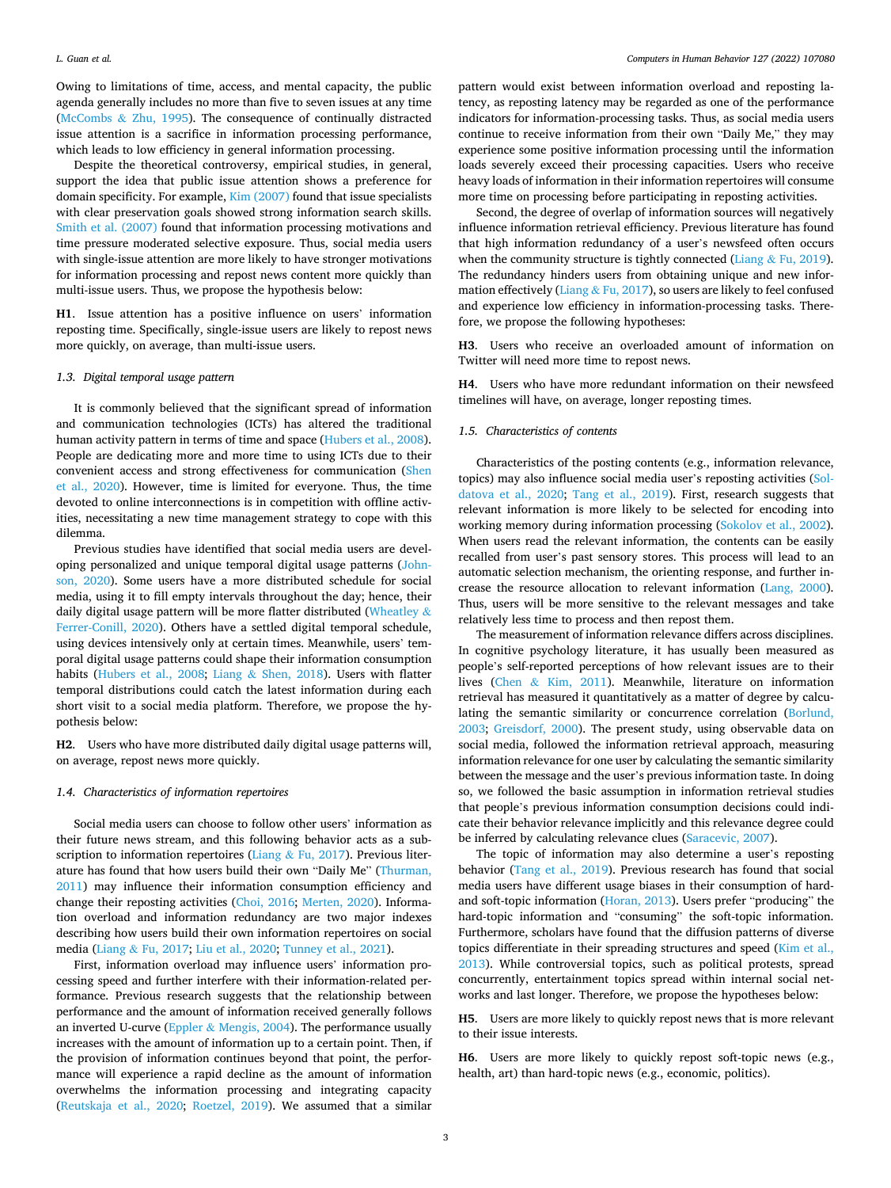Owing to limitations of time, access, and mental capacity, the public agenda generally includes no more than five to seven issues at any time (McCombs & Zhu, 1995). The consequence of continually distracted issue attention is a sacrifice in information processing performance, which leads to low efficiency in general information processing.

Despite the theoretical controversy, empirical studies, in general, support the idea that public issue attention shows a preference for domain specificity. For example, Kim (2007) found that issue specialists with clear preservation goals showed strong information search skills. Smith et al. (2007) found that information processing motivations and time pressure moderated selective exposure. Thus, social media users with single-issue attention are more likely to have stronger motivations for information processing and repost news content more quickly than multi-issue users. Thus, we propose the hypothesis below:

**H1**. Issue attention has a positive influence on users' information reposting time. Specifically, single-issue users are likely to repost news more quickly, on average, than multi-issue users.

### 1.3. Digital temporal usage pattern

It is commonly believed that the significant spread of information and communication technologies (ICTs) has altered the traditional human activity pattern in terms of time and space (Hubers et al., 2008). People are dedicating more and more time to using ICTs due to their convenient access and strong effectiveness for communication (Shen et al., 2020). However, time is limited for everyone. Thus, the time devoted to online interconnections is in competition with offline activities, necessitating a new time management strategy to cope with this dilemma.

Previous studies have identified that social media users are developing personalized and unique temporal digital usage patterns (Johnson, 2020). Some users have a more distributed schedule for social media, using it to fill empty intervals throughout the day; hence, their daily digital usage pattern will be more flatter distributed (Wheatley & Ferrer-Conill, 2020). Others have a settled digital temporal schedule, using devices intensively only at certain times. Meanwhile, users' temporal digital usage patterns could shape their information consumption habits (Hubers et al., 2008; Liang & Shen, 2018). Users with flatter temporal distributions could catch the latest information during each short visit to a social media platform. Therefore, we propose the hypothesis below:

**H2**. Users who have more distributed daily digital usage patterns will, on average, repost news more quickly.

### 1.4. Characteristics of information repertoires

Social media users can choose to follow other users' information as their future news stream, and this following behavior acts as a subscription to information repertoires (Liang & Fu, 2017). Previous literature has found that how users build their own "Daily Me" (Thurman, 2011) may influence their information consumption efficiency and change their reposting activities (Choi, 2016; Merten, 2020). Information overload and information redundancy are two major indexes describing how users build their own information repertoires on social media (Liang & Fu, 2017; Liu et al., 2020; Tunney et al., 2021).

First, information overload may influence users' information processing speed and further interfere with their information-related performance. Previous research suggests that the relationship between performance and the amount of information received generally follows an inverted U-curve (Eppler & Mengis, 2004). The performance usually increases with the amount of information up to a certain point. Then, if the provision of information continues beyond that point, the performance will experience a rapid decline as the amount of information overwhelms the information processing and integrating capacity (Reutskaja et al., 2020; Roetzel, 2019). We assumed that a similar pattern would exist between information overload and reposting latency, as reposting latency may be regarded as one of the performance indicators for information-processing tasks. Thus, as social media users continue to receive information from their own "Daily Me," they may experience some positive information processing until the information loads severely exceed their processing capacities. Users who receive heavy loads of information in their information repertoires will consume more time on processing before participating in reposting activities.

Second, the degree of overlap of information sources will negatively influence information retrieval efficiency. Previous literature has found that high information redundancy of a user's newsfeed often occurs when the community structure is tightly connected (Liang & Fu, 2019). The redundancy hinders users from obtaining unique and new information effectively (Liang & Fu, 2017), so users are likely to feel confused and experience low efficiency in information-processing tasks. Therefore, we propose the following hypotheses:

**H3**. Users who receive an overloaded amount of information on Twitter will need more time to repost news.

**H4**. Users who have more redundant information on their newsfeed timelines will have, on average, longer reposting times.

### 1.5. Characteristics of contents

Characteristics of the posting contents (e.g., information relevance, topics) may also influence social media user's reposting activities (Soldatova et al., 2020; Tang et al., 2019). First, research suggests that relevant information is more likely to be selected for encoding into working memory during information processing (Sokolov et al., 2002). When users read the relevant information, the contents can be easily recalled from user's past sensory stores. This process will lead to an automatic selection mechanism, the orienting response, and further increase the resource allocation to relevant information (Lang, 2000). Thus, users will be more sensitive to the relevant messages and take relatively less time to process and then repost them.

The measurement of information relevance differs across disciplines. In cognitive psychology literature, it has usually been measured as people's self-reported perceptions of how relevant issues are to their lives (Chen & Kim, 2011). Meanwhile, literature on information retrieval has measured it quantitatively as a matter of degree by calculating the semantic similarity or concurrence correlation (Borlund, 2003; Greisdorf, 2000). The present study, using observable data on social media, followed the information retrieval approach, measuring information relevance for one user by calculating the semantic similarity between the message and the user's previous information taste. In doing so, we followed the basic assumption in information retrieval studies that people's previous information consumption decisions could indicate their behavior relevance implicitly and this relevance degree could be inferred by calculating relevance clues (Saracevic, 2007).

The topic of information may also determine a user's reposting behavior (Tang et al., 2019). Previous research has found that social media users have different usage biases in their consumption of hard- and soft-topic information (Horan, 2013). Users prefer "producing" the hard-topic information and "consuming" the soft-topic information. Furthermore, scholars have found that the diffusion patterns of diverse topics differentiate in their spreading structures and speed (Kim et al., 2013). While controversial topics, such as political protests, spread concurrently, entertainment topics spread within internal social networks and last longer. Therefore, we propose the hypotheses below:

**H5**. Users are more likely to quickly repost news that is more relevant to their issue interests.

**H6**. Users are more likely to quickly repost soft-topic news (e.g., health, art) than hard-topic news (e.g., economic, politics).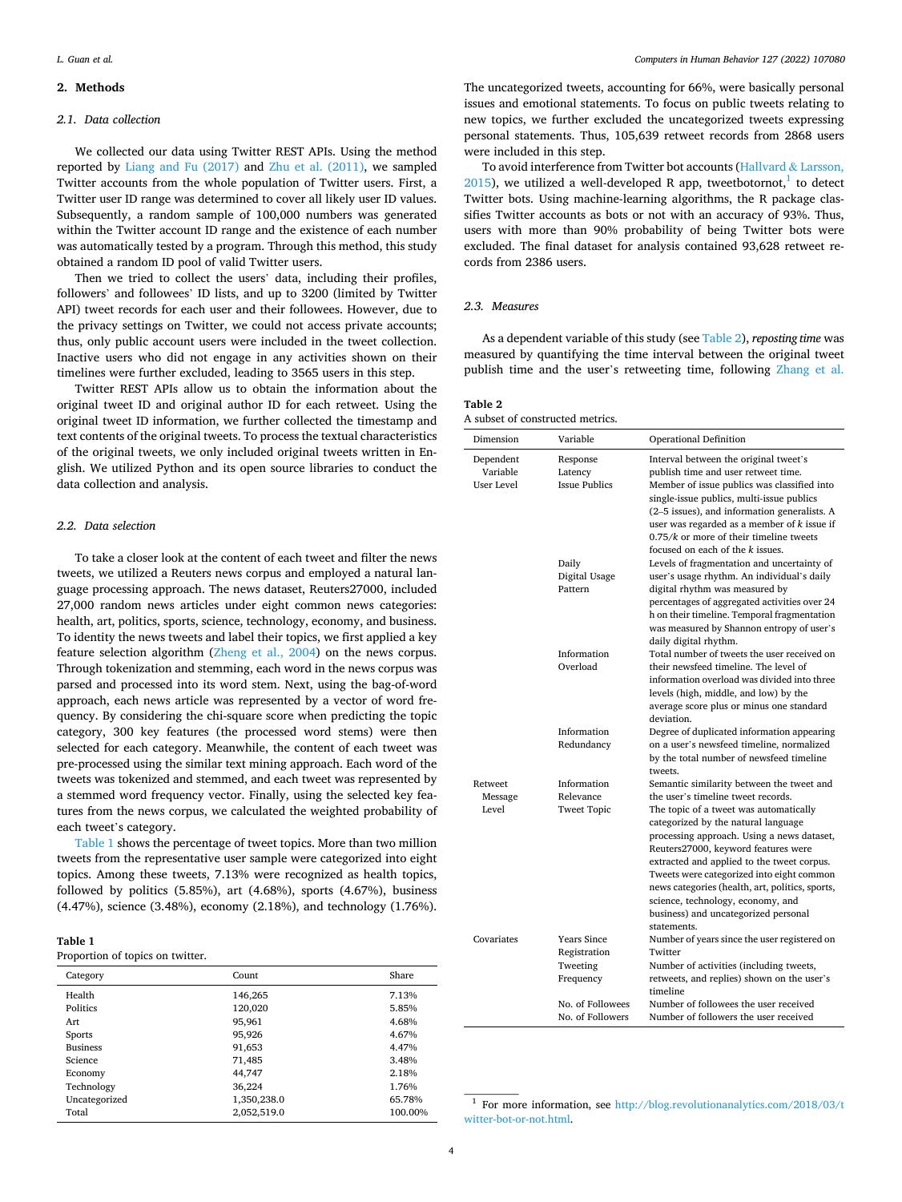## 2. Methods

### 2.1. Data collection

We collected our data using Twitter REST APIs. Using the method reported by Liang and Fu (2017) and Zhu et al. (2011), we sampled Twitter accounts from the whole population of Twitter users. First, a Twitter user ID range was determined to cover all likely user ID values. Subsequently, a random sample of 100,000 numbers was generated within the Twitter account ID range and the existence of each number was automatically tested by a program. Through this method, this study obtained a random ID pool of valid Twitter users.

Then we tried to collect the users' data, including their profiles, followers' and followees' ID lists, and up to 3200 (limited by Twitter API) tweet records for each user and their followees. However, due to the privacy settings on Twitter, we could not access private accounts; thus, only public account users were included in the tweet collection. Inactive users who did not engage in any activities shown on their timelines were further excluded, leading to 3565 users in this step.

Twitter REST APIs allow us to obtain the information about the original tweet ID and original author ID for each retweet. Using the original tweet ID information, we further collected the timestamp and text contents of the original tweets. To process the textual characteristics of the original tweets, we only included original tweets written in English. We utilized Python and its open source libraries to conduct the data collection and analysis.

### 2.2. Data selection

To take a closer look at the content of each tweet and filter the news tweets, we utilized a Reuters news corpus and employed a natural language processing approach. The news dataset, Reuters27000, included 27,000 random news articles under eight common news categories: health, art, politics, sports, science, technology, economy, and business. To identity the news tweets and label their topics, we first applied a key feature selection algorithm (Zheng et al., 2004) on the news corpus. Through tokenization and stemming, each word in the news corpus was parsed and processed into its word stem. Next, using the bag-of-word approach, each news article was represented by a vector of word frequency. By considering the chi-square score when predicting the topic category, 300 key features (the processed word stems) were then selected for each category. Meanwhile, the content of each tweet was pre-processed using the similar text mining approach. Each word of the tweets was tokenized and stemmed, and each tweet was represented by a stemmed word frequency vector. Finally, using the selected key features from the news corpus, we calculated the weighted probability of each tweet's category.

Table 1 shows the percentage of tweet topics. More than two million tweets from the representative user sample were categorized into eight topics. Among these tweets, 7.13% were recognized as health topics, followed by politics (5.85%), art (4.68%), sports (4.67%), business (4.47%), science (3.48%), economy (2.18%), and technology (1.76%).

**Table 1**
Proportion of topics on twitter.

| Category | Count | Share |
|---|---|---|
| Health | 146,265 | 7.13% |
| Politics | 120,020 | 5.85% |
| Art | 95,961 | 4.68% |
| Sports | 95,926 | 4.67% |
| Business | 91,653 | 4.47% |
| Science | 71,485 | 3.48% |
| Economy | 44,747 | 2.18% |
| Technology | 36,224 | 1.76% |
| Uncategorized | 1,350,238.0 | 65.78% |
| Total | 2,052,519.0 | 100.00% |

The uncategorized tweets, accounting for 66%, were basically personal issues and emotional statements. To focus on public tweets relating to new topics, we further excluded the uncategorized tweets expressing personal statements. Thus, 105,639 retweet records from 2868 users were included in this step.

To avoid interference from Twitter bot accounts (Hallvard & Larsson, 2015), we utilized a well-developed R app, tweetbotornot,[1] to detect Twitter bots. Using machine-learning algorithms, the R package classifies Twitter accounts as bots or not with an accuracy of 93%. Thus, users with more than 90% probability of being Twitter bots were excluded. The final dataset for analysis contained 93,628 retweet records from 2386 users.

### 2.3. Measures

As a dependent variable of this study (see Table 2), *reposting time* was measured by quantifying the time interval between the original tweet publish time and the user's retweeting time, following Zhang et al.

**Table 2**
A subset of constructed metrics.

| Dimension | Variable | Operational Definition |
|---|---|---|
| Dependent Variable | Response Latency | Interval between the original tweet's publish time and user retweet time. |
| User Level | Issue Publics | Member of issue publics was classified into single-issue publics, multi-issue publics (2–5 issues), and information generalists. A user was regarded as a member of $k$ issue if $0.75/k$ or more of their timeline tweets focused on each of the $k$ issues. |
| | Daily Digital Usage Pattern | Levels of fragmentation and uncertainty of user's usage rhythm. An individual's daily digital rhythm was measured by percentages of aggregated activities over 24 h on their timeline. Temporal fragmentation was measured by Shannon entropy of user's daily digital rhythm. |
| | Information Overload | Total number of tweets the user received on their newsfeed timeline. The level of information overload was divided into three levels (high, middle, and low) by the average score plus or minus one standard deviation. |
| | Information Redundancy | Degree of duplicated information appearing on a user's newsfeed timeline, normalized by the total number of newsfeed timeline tweets. |
| Retweet Message Level | Information Relevance | Semantic similarity between the tweet and the user's timeline tweet records. |
| | Tweet Topic | The topic of a tweet was automatically categorized by the natural language processing approach. Using a news dataset, Reuters27000, keyword features were extracted and applied to the tweet corpus. Tweets were categorized into eight common news categories (health, art, politics, sports, science, technology, economy, and business) and uncategorized personal statements. |
| Covariates | Years Since Registration | Number of years since the user registered on Twitter |
| | Tweeting Frequency | Number of activities (including tweets, retweets, and replies) shown on the user's timeline |
| | No. of Followees | Number of followees the user received |
| | No. of Followers | Number of followers the user received |

[1] For more information, see http://blog.revolutionanalytics.com/2018/03/twitter-bot-or-not.html.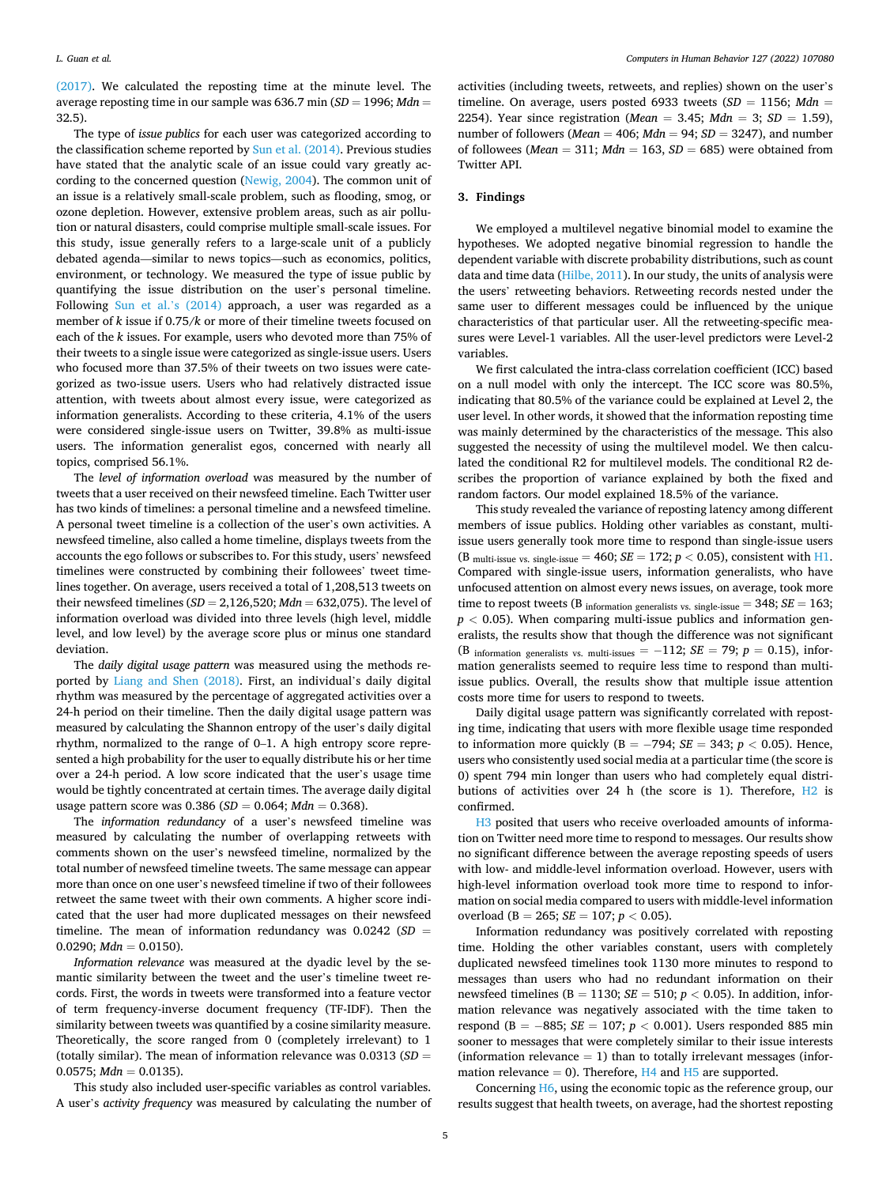(2017). We calculated the reposting time at the minute level. The average reposting time in our sample was 636.7 min (*SD* = 1996; *Mdn* = 32.5).

The type of *issue publics* for each user was categorized according to the classification scheme reported by Sun et al. (2014). Previous studies have stated that the analytic scale of an issue could vary greatly according to the concerned question (Newig, 2004). The common unit of an issue is a relatively small-scale problem, such as flooding, smog, or ozone depletion. However, extensive problem areas, such as air pollution or natural disasters, could comprise multiple small-scale issues. For this study, issue generally refers to a large-scale unit of a publicly debated agenda—similar to news topics—such as economics, politics, environment, or technology. We measured the type of issue public by quantifying the issue distribution on the user's personal timeline. Following Sun et al.'s (2014) approach, a user was regarded as a member of *k* issue if 0.75/*k* or more of their timeline tweets focused on each of the *k* issues. For example, users who devoted more than 75% of their tweets to a single issue were categorized as single-issue users. Users who focused more than 37.5% of their tweets on two issues were categorized as two-issue users. Users who had relatively distracted issue attention, with tweets about almost every issue, were categorized as information generalists. According to these criteria, 4.1% of the users were considered single-issue users on Twitter, 39.8% as multi-issue users. The information generalist egos, concerned with nearly all topics, comprised 56.1%.

The *level of information overload* was measured by the number of tweets that a user received on their newsfeed timeline. Each Twitter user has two kinds of timelines: a personal timeline and a newsfeed timeline. A personal tweet timeline is a collection of the user's own activities. A newsfeed timeline, also called a home timeline, displays tweets from the accounts the ego follows or subscribes to. For this study, users' newsfeed timelines were constructed by combining their followees' tweet timelines together. On average, users received a total of 1,208,513 tweets on their newsfeed timelines (*SD* = 2,126,520; *Mdn* = 632,075). The level of information overload was divided into three levels (high level, middle level, and low level) by the average score plus or minus one standard deviation.

The *daily digital usage pattern* was measured using the methods reported by Liang and Shen (2018). First, an individual's daily digital rhythm was measured by the percentage of aggregated activities over a 24-h period on their timeline. Then the daily digital usage pattern was measured by calculating the Shannon entropy of the user's daily digital rhythm, normalized to the range of 0–1. A high entropy score represented a high probability for the user to equally distribute his or her time over a 24-h period. A low score indicated that the user's usage time would be tightly concentrated at certain times. The average daily digital usage pattern score was 0.386 (*SD* = 0.064; *Mdn* = 0.368).

The *information redundancy* of a user's newsfeed timeline was measured by calculating the number of overlapping retweets with comments shown on the user's newsfeed timeline, normalized by the total number of newsfeed timeline tweets. The same message can appear more than once on one user's newsfeed timeline if two of their followees retweet the same tweet with their own comments. A higher score indicated that the user had more duplicated messages on their newsfeed timeline. The mean of information redundancy was 0.0242 (*SD* = 0.0290; *Mdn* = 0.0150).

*Information relevance* was measured at the dyadic level by the semantic similarity between the tweet and the user's timeline tweet records. First, the words in tweets were transformed into a feature vector of term frequency-inverse document frequency (TF-IDF). Then the similarity between tweets was quantified by a cosine similarity measure. Theoretically, the score ranged from 0 (completely irrelevant) to 1 (totally similar). The mean of information relevance was 0.0313 (*SD* = 0.0575; *Mdn* = 0.0135).

This study also included user-specific variables as control variables. A user's *activity frequency* was measured by calculating the number of activities (including tweets, retweets, and replies) shown on the user's timeline. On average, users posted 6933 tweets (*SD* = 1156; *Mdn* = 2254). Year since registration (*Mean* = 3.45; *Mdn* = 3; *SD* = 1.59), number of followers (*Mean* = 406; *Mdn* = 94; *SD* = 3247), and number of followees (*Mean* = 311; *Mdn* = 163, *SD* = 685) were obtained from Twitter API.

## 3. Findings

We employed a multilevel negative binomial model to examine the hypotheses. We adopted negative binomial regression to handle the dependent variable with discrete probability distributions, such as count data and time data (Hilbe, 2011). In our study, the units of analysis were the users' retweeting behaviors. Retweeting records nested under the same user to different messages could be influenced by the unique characteristics of that particular user. All the retweeting-specific measures were Level-1 variables. All the user-level predictors were Level-2 variables.

We first calculated the intra-class correlation coefficient (ICC) based on a null model with only the intercept. The ICC score was 80.5%, indicating that 80.5% of the variance could be explained at Level 2, the user level. In other words, it showed that the information reposting time was mainly determined by the characteristics of the message. This also suggested the necessity of using the multilevel model. We then calculated the conditional R2 for multilevel models. The conditional R2 describes the proportion of variance explained by both the fixed and random factors. Our model explained 18.5% of the variance.

This study revealed the variance of reposting latency among different members of issue publics. Holding other variables as constant, multi-issue users generally took more time to respond than single-issue users ($B_{\text{multi-issue vs. single-issue}} = 460$; *SE* = 172; $p < 0.05$), consistent with H1. Compared with single-issue users, information generalists, who have unfocused attention on almost every news issues, on average, took more time to repost tweets ($B_{\text{information generalists vs. single-issue}} = 348$; *SE* = 163; $p < 0.05$). When comparing multi-issue publics and information generalists, the results show that though the difference was not significant ($B_{\text{information generalists vs. multi-issues}} = -112$; *SE* = 79; $p = 0.15$), information generalists seemed to require less time to respond than multi-issue publics. Overall, the results show that multiple issue attention costs more time for users to respond to tweets.

Daily digital usage pattern was significantly correlated with reposting time, indicating that users with more flexible usage time responded to information more quickly (B = −794; *SE* = 343; $p < 0.05$). Hence, users who consistently used social media at a particular time (the score is 0) spent 794 min longer than users who had completely equal distributions of activities over 24 h (the score is 1). Therefore, H2 is confirmed.

H3 posited that users who receive overloaded amounts of information on Twitter need more time to respond to messages. Our results show no significant difference between the average reposting speeds of users with low- and middle-level information overload. However, users with high-level information overload took more time to respond to information on social media compared to users with middle-level information overload (B = 265; *SE* = 107; $p < 0.05$).

Information redundancy was positively correlated with reposting time. Holding the other variables constant, users with completely duplicated newsfeed timelines took 1130 more minutes to respond to messages than users who had no redundant information on their newsfeed timelines (B = 1130; *SE* = 510; $p < 0.05$). In addition, information relevance was negatively associated with the time taken to respond (B = −885; *SE* = 107; $p < 0.001$). Users responded 885 min sooner to messages that were completely similar to their issue interests (information relevance = 1) than to totally irrelevant messages (information relevance = 0). Therefore, H4 and H5 are supported.

Concerning H6, using the economic topic as the reference group, our results suggest that health tweets, on average, had the shortest reposting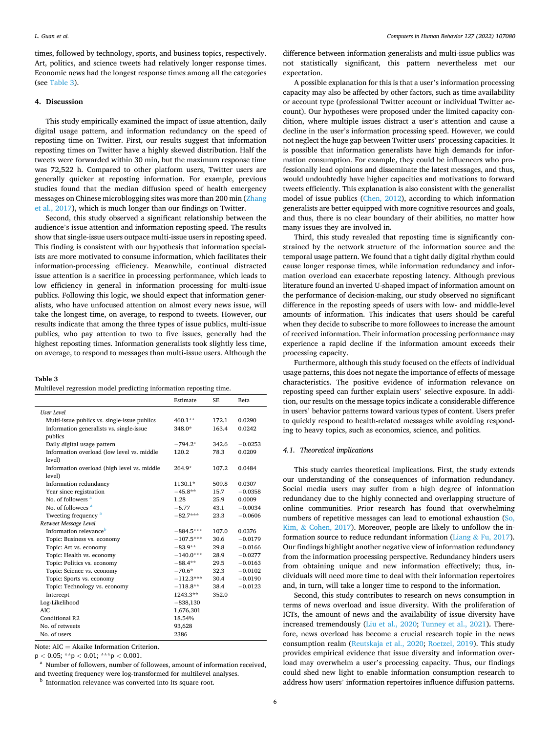times, followed by technology, sports, and business topics, respectively. Art, politics, and science tweets had relatively longer response times. Economic news had the longest response times among all the categories (see Table 3).

## 4. Discussion

This study empirically examined the impact of issue attention, daily digital usage pattern, and information redundancy on the speed of reposting time on Twitter. First, our results suggest that information reposting times on Twitter have a highly skewed distribution. Half the tweets were forwarded within 30 min, but the maximum response time was 72,522 h. Compared to other platform users, Twitter users are generally quicker at reposting information. For example, previous studies found that the median diffusion speed of health emergency messages on Chinese microblogging sites was more than 200 min (Zhang et al., 2017), which is much longer than our findings on Twitter.

Second, this study observed a significant relationship between the audience's issue attention and information reposting speed. The results show that single-issue users outpace multi-issue users in reposting speed. This finding is consistent with our hypothesis that information specialists are more motivated to consume information, which facilitates their information-processing efficiency. Meanwhile, continual distracted issue attention is a sacrifice in processing performance, which leads to low efficiency in general in information processing for multi-issue publics. Following this logic, we should expect that information generalists, who have unfocused attention on almost every news issue, will take the longest time, on average, to respond to tweets. However, our results indicate that among the three types of issue publics, multi-issue publics, who pay attention to two to five issues, generally had the highest reposting times. Information generalists took slightly less time, on average, to respond to messages than multi-issue users. Although the difference between information generalists and multi-issue publics was not statistically significant, this pattern nevertheless met our expectation.

A possible explanation for this is that a user's information processing capacity may also be affected by other factors, such as time availability or account type (professional Twitter account or individual Twitter account). Our hypotheses were proposed under the limited capacity condition, where multiple issues distract a user's attention and cause a decline in the user's information processing speed. However, we could not neglect the huge gap between Twitter users' processing capacities. It is possible that information generalists have high demands for information consumption. For example, they could be influencers who professionally lead opinions and disseminate the latest messages, and thus, would undoubtedly have higher capacities and motivations to forward tweets efficiently. This explanation is also consistent with the generalist model of issue publics (Chen, 2012), according to which information generalists are better equipped with more cognitive resources and goals, and thus, there is no clear boundary of their abilities, no matter how many issues they are involved in.

Third, this study revealed that reposting time is significantly constrained by the network structure of the information source and the temporal usage pattern. We found that a tight daily digital rhythm could cause longer response times, while information redundancy and information overload can exacerbate reposting latency. Although previous literature found an inverted U-shaped impact of information amount on the performance of decision-making, our study observed no significant difference in the reposting speeds of users with low- and middle-level amounts of information. This indicates that users should be careful when they decide to subscribe to more followees to increase the amount of received information. Their information processing performance may experience a rapid decline if the information amount exceeds their processing capacity.

Furthermore, although this study focused on the effects of individual usage patterns, this does not negate the importance of effects of message characteristics. The positive evidence of information relevance on reposting speed can further explain users' selective exposure. In addition, our results on the message topics indicate a considerable difference in users' behavior patterns toward various types of content. Users prefer to quickly respond to health-related messages while avoiding responding to heavy topics, such as economics, science, and politics.

**Table 3**
Multilevel regression model predicting information reposting time.

| | Estimate | SE | Beta |
|---|---|---|---|
| *User Level* | | | |
| Multi-issue publics vs. single-issue publics | 460.1** | 172.1 | 0.0290 |
| Information generalists vs. single-issue publics | 348.0* | 163.4 | 0.0242 |
| Daily digital usage pattern | −794.2* | 342.6 | −0.0253 |
| Information overload (low level vs. middle level) | 120.2 | 78.3 | 0.0209 |
| Information overload (high level vs. middle level) | 264.9* | 107.2 | 0.0484 |
| Information redundancy | 1130.1* | 509.8 | 0.0307 |
| Year since registration | −45.8** | 15.7 | −0.0358 |
| No. of followers [a] | 1.28 | 25.9 | 0.0009 |
| No. of followees [a] | −6.77 | 43.1 | −0.0034 |
| Tweeting frequency [a] | −82.7*** | 23.3 | −0.0606 |
| *Retweet Message Level* | | | |
| Information relevance[b] | −884.5*** | 107.0 | 0.0376 |
| Topic: Business vs. economy | −107.5*** | 30.6 | −0.0179 |
| Topic: Art vs. economy | −83.9** | 29.8 | −0.0166 |
| Topic: Health vs. economy | −140.0*** | 28.9 | −0.0277 |
| Topic: Politics vs. economy | −88.4** | 29.5 | −0.0163 |
| Topic: Science vs. economy | −70.6* | 32.3 | −0.0102 |
| Topic: Sports vs. economy | −112.3*** | 30.4 | −0.0190 |
| Topic: Technology vs. economy | −118.8** | 38.4 | −0.0123 |
| Intercept | 1243.3** | 352.0 | |
| Log-Likelihood | −838,130 | | |
| AIC | 1,676,301 | | |
| Conditional R2 | 18.54% | | |
| No. of retweets | 93,628 | | |
| No. of users | 2386 | | |

Note: AIC = Akaike Information Criterion.

$p < 0.05$; $^{**}p < 0.01$; $^{***}p < 0.001$.

[a] Number of followers, number of followees, amount of information received, and tweeting frequency were log-transformed for multilevel analyses.

[b] Information relevance was converted into its square root.

### 4.1. Theoretical implications

This study carries theoretical implications. First, the study extends our understanding of the consequences of information redundancy. Social media users may suffer from a high degree of information redundancy due to the highly connected and overlapping structure of online communities. Prior research has found that overwhelming numbers of repetitive messages can lead to emotional exhaustion (So, Kim, & Cohen, 2017). Moreover, people are likely to unfollow the information source to reduce redundant information (Liang & Fu, 2017). Our findings highlight another negative view of information redundancy from the information processing perspective. Redundancy hinders users from obtaining unique and new information effectively; thus, individuals will need more time to deal with their information repertoires and, in turn, will take a longer time to respond to the information.

Second, this study contributes to research on news consumption in terms of news overload and issue diversity. With the proliferation of ICTs, the amount of news and the availability of issue diversity have increased tremendously (Liu et al., 2020; Tunney et al., 2021). Therefore, news overload has become a crucial research topic in the news consumption realm (Reutskaja et al., 2020; Roetzel, 2019). This study provides empirical evidence that issue diversity and information overload may overwhelm a user's processing capacity. Thus, our findings could shed new light to enable information consumption research to address how users' information repertoires influence diffusion patterns.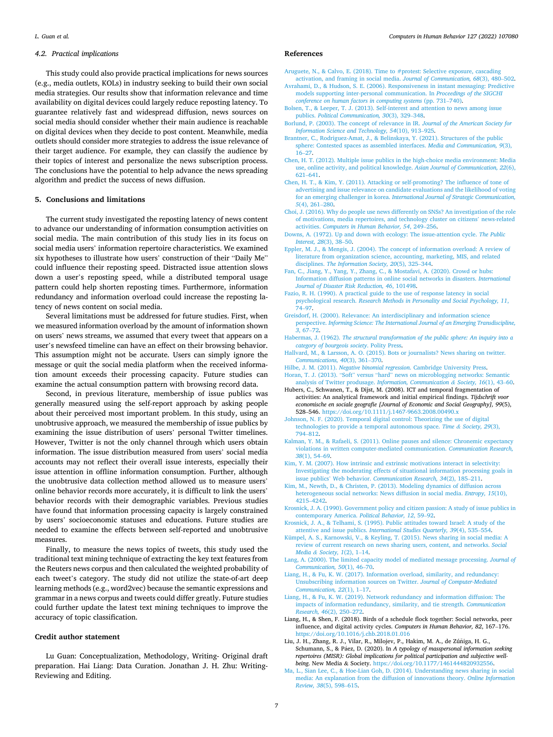### 4.2. Practical implications

This study could also provide practical implications for news sources (e.g., media outlets, KOLs) in industry seeking to build their own social media strategies. Our results show that information relevance and time availability on digital devices could largely reduce reposting latency. To guarantee relatively fast and widespread diffusion, news sources on social media should consider whether their main audience is reachable on digital devices when they decide to post content. Meanwhile, media outlets should consider more strategies to address the issue relevance of their target audience. For example, they can classify the audience by their topics of interest and personalize the news subscription process. The conclusions have the potential to help advance the news spreading algorithm and predict the success of news diffusion.

## 5. Conclusions and limitations

The current study investigated the reposting latency of news content to advance our understanding of information consumption activities on social media. The main contribution of this study lies in its focus on social media users' information repertoire characteristics. We examined six hypotheses to illustrate how users' construction of their "Daily Me" could influence their reposting speed. Distracted issue attention slows down a user's reposting speed, while a distributed temporal usage pattern could help shorten reposting times. Furthermore, information redundancy and information overload could increase the reposting latency of news content on social media.

Several limitations must be addressed for future studies. First, when we measured information overload by the amount of information shown on users' news streams, we assumed that every tweet that appears on a user's newsfeed timeline can have an effect on their browsing behavior. This assumption might not be accurate. Users can simply ignore the message or quit the social media platform when the received information amount exceeds their processing capacity. Future studies can examine the actual consumption pattern with browsing record data.

Second, in previous literature, membership of issue publics was generally measured using the self-report approach by asking people about their perceived most important problem. In this study, using an unobtrusive approach, we measured the membership of issue publics by examining the issue distribution of users' personal Twitter timelines. However, Twitter is not the only channel through which users obtain information. The issue distribution measured from users' social media accounts may not reflect their overall issue interests, especially their issue attention in offline information consumption. Further, although the unobtrusive data collection method allowed us to measure users' online behavior records more accurately, it is difficult to link the users' behavior records with their demographic variables. Previous studies have found that information processing capacity is largely constrained by users' socioeconomic statuses and educations. Future studies are needed to examine the effects between self-reported and unobtrusive measures.

Finally, to measure the news topics of tweets, this study used the traditional text mining technique of extracting the key text features from the Reuters news corpus and then calculated the weighted probability of each tweet's category. The study did not utilize the state-of-art deep learning methods (e.g., word2vec) because the semantic expressions and grammar in a news corpus and tweets could differ greatly. Future studies could further update the latest text mining techniques to improve the accuracy of topic classification.

## Credit author statement

Lu Guan: Conceptualization, Methodology, Writing- Original draft preparation. Hai Liang: Data Curation. Jonathan J. H. Zhu: Writing-Reviewing and Editing.

## References

Aruguete, N., & Calvo, E. (2018). Time to #protest: Selective exposure, cascading activation, and framing in social media. *Journal of Communication, 68*(3), 480–502.

Avrahami, D., & Hudson, S. E. (2006). Responsiveness in instant messaging: Predictive models supporting inter-personal communication. In *Proceedings of the SIGCHI conference on human factors in computing systems* (pp. 731–740).

Bolsen, T., & Leeper, T. J. (2013). Self-interest and attention to news among issue publics. *Political Communication, 30*(3), 329–348.

Borlund, P. (2003). The concept of relevance in IR. *Journal of the American Society for Information Science and Technology, 54*(10), 913–925.

Brantner, C., Rodriguez-Amat, J., & Belinskaya, Y. (2021). Structures of the public sphere: Contested spaces as assembled interfaces. *Media and Communication, 9*(3), 16–27.

Chen, H. T. (2012). Multiple issue publics in the high-choice media environment: Media use, online activity, and political knowledge. *Asian Journal of Communication, 22*(6), 621–641.

Chen, H. T., & Kim, Y. (2011). Attacking or self-promoting? The influence of tone of advertising and issue relevance on candidate evaluations and the likelihood of voting for an emerging challenger in korea. *International Journal of Strategic Communication, 5*(4), 261–280.

Choi, J. (2016). Why do people use news differently on SNSs? An investigation of the role of motivations, media repertoires, and technology cluster on citizens' news-related activities. *Computers in Human Behavior, 54*, 249–256.

Downs, A. (1972). Up and down with ecology: The issue-attention cycle. *The Public Interest, 28*(3), 38–50.

Eppler, M. J., & Mengis, J. (2004). The concept of information overload: A review of literature from organization science, accounting, marketing, MIS, and related disciplines. *The Information Society, 20*(5), 325–344.

Fan, C., Jiang, Y., Yang, Y., Zhang, C., & Mostafavi, A. (2020). Crowd or hubs: Information diffusion patterns in online social networks in disasters. *International Journal of Disaster Risk Reduction, 46*, 101498.

Fazio, R. H. (1990). A practical guide to the use of response latency in social psychological research. *Research Methods in Personality and Social Psychology, 11*, 74–97.

Greisdorf, H. (2000). Relevance: An interdisciplinary and information science perspective. *Informing Science: The International Journal of an Emerging Transdiscipline, 3*, 67–72.

Habermas, J. (1962). *The structural transformation of the public sphere: An inquiry into a category of bourgeois society*. Polity Press.

Hallvard, M., & Larsson, A. O. (2015). Bots or journalists? News sharing on twitter. *Communications, 40*(3), 361–370.

Hilbe, J. M. (2011). *Negative binomial regression*. Cambridge University Press.

Horan, T. J. (2013). "Soft" versus "hard" news on microblogging networks: Semantic analysis of Twitter produsage. *Information, Communication & Society, 16*(1), 43–60.

Hubers, C., Schwanen, T., & Dijst, M. (2008). ICT and temporal fragmentation of activities: An analytical framework and initial empirical findings. *Tijdschrift voor economische en sociale geografie [Journal of Economic and Social Geography], 99*(5), 528–546. https://doi.org/10.1111/j.1467-9663.2008.00490.x

Johnson, N. F. (2020). Temporal digital control: Theorizing the use of digital technologies to provide a temporal autonomous space. *Time & Society, 29*(3), 794–812.

Kalman, Y. M., & Rafaeli, S. (2011). Online pauses and silence: Chronemic expectancy violations in written computer-mediated communication. *Communication Research, 38*(1), 54–69.

Kim, Y. M. (2007). How intrinsic and extrinsic motivations interact in selectivity: Investigating the moderating effects of situational information processing goals in issue publics' Web behavior. *Communication Research, 34*(2), 185–211.

Kim, M., Newth, D., & Christen, P. (2013). Modeling dynamics of diffusion across heterogeneous social networks: News diffusion in social media. *Entropy, 15*(10), 4215–4242.

Krosnick, J. A. (1990). Government policy and citizen passion: A study of issue publics in contemporary America. *Political Behavior, 12*, 59–92.

Krosnick, J. A., & Telhami, S. (1995). Public attitudes toward Israel: A study of the attentive and issue publics. *International Studies Quarterly, 39*(4), 535–554.

Kümpel, A. S., Karnowski, V., & Keyling, T. (2015). News sharing in social media: A review of current research on news sharing users, content, and networks. *Social Media & Society, 1*(2), 1–14.

Lang, A. (2000). The limited capacity model of mediated message processing. *Journal of Communication, 50*(1), 46–70.

Liang, H., & Fu, K. W. (2017). Information overload, similarity, and redundancy: Unsubscribing information sources on Twitter. *Journal of Computer-Mediated Communication, 22*(1), 1–17.

Liang, H., & Fu, K. W. (2019). Network redundancy and information diffusion: The impacts of information redundancy, similarity, and tie strength. *Communication Research, 46*(2), 250–272.

Liang, H., & Shen, F. (2018). Birds of a schedule flock together: Social networks, peer influence, and digital activity cycles. *Computers in Human Behavior, 82*, 167–176. https://doi.org/10.1016/j.chb.2018.01.016

Liu, J. H., Zhang, R. J., Vilar, R., Milojev, P., Hakim, M. A., de Zúñiga, H. G., Schumann, S., & Páez, D. (2020). In *A typology of masspersonal information seeking repertoires (MISR): Global implications for political participation and subjective well-being*. New Media & Society. https://doi.org/10.1177/1461444820932556.

Ma, L., Sian Lee, C., & Hoe-Lian Goh, D. (2014). Understanding news sharing in social media: An explanation from the diffusion of innovations theory. *Online Information Review, 38*(5), 598–615.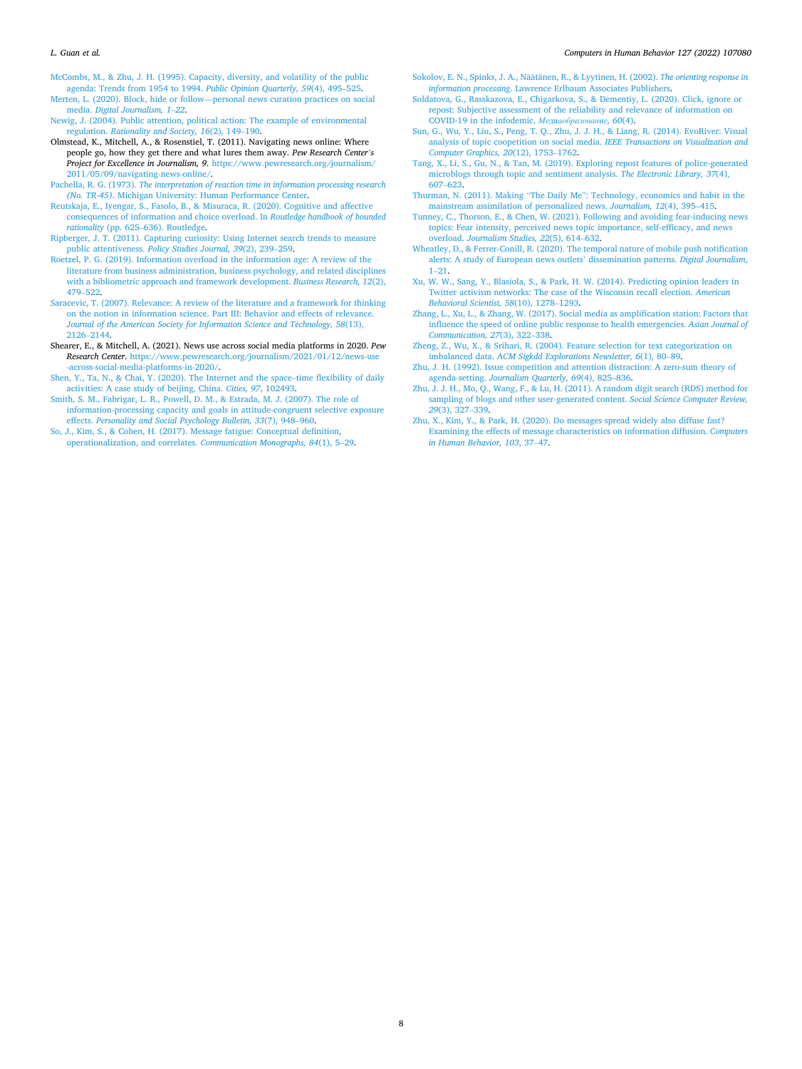McCombs, M., & Zhu, J. H. (1995). Capacity, diversity, and volatility of the public agenda: Trends from 1954 to 1994. *Public Opinion Quarterly, 59*(4), 495–525.

Merten, L. (2020). Block, hide or follow—personal news curation practices on social media. *Digital Journalism, 1–22*.

Newig, J. (2004). Public attention, political action: The example of environmental regulation. *Rationality and Society, 16*(2), 149–190.

Olmstead, K., Mitchell, A., & Rosenstiel, T. (2011). Navigating news online: Where people go, how they get there and what lures them away. *Pew Research Center's Project for Excellence in Journalism, 9*. https://www.pewresearch.org/journalism/2011/05/09/navigating-news-online/.

Pachella, R. G. (1973). *The interpretation of reaction time in information processing research (No. TR-45)*. Michigan University: Human Performance Center.

Reutskaja, E., Iyengar, S., Fasolo, B., & Misuraca, R. (2020). Cognitive and affective consequences of information and choice overload. In *Routledge handbook of bounded rationality* (pp. 625–636). Routledge.

Ripberger, J. T. (2011). Capturing curiosity: Using Internet search trends to measure public attentiveness. *Policy Studies Journal, 39*(2), 239–259.

Roetzel, P. G. (2019). Information overload in the information age: A review of the literature from business administration, business psychology, and related disciplines with a bibliometric approach and framework development. *Business Research, 12*(2), 479–522.

Saracevic, T. (2007). Relevance: A review of the literature and a framework for thinking on the notion in information science. Part III: Behavior and effects of relevance. *Journal of the American Society for Information Science and Technology, 58*(13), 2126–2144.

Shearer, E., & Mitchell, A. (2021). News use across social media platforms in 2020. *Pew Research Center*. https://www.pewresearch.org/journalism/2021/01/12/news-use-across-social-media-platforms-in-2020/.

Shen, Y., Ta, N., & Chai, Y. (2020). The Internet and the space–time flexibility of daily activities: A case study of beijing, China. *Cities, 97*, 102493.

Smith, S. M., Fabrigar, L. R., Powell, D. M., & Estrada, M. J. (2007). The role of information-processing capacity and goals in attitude-congruent selective exposure effects. *Personality and Social Psychology Bulletin, 33*(7), 948–960.

So, J., Kim, S., & Cohen, H. (2017). Message fatigue: Conceptual definition, operationalization, and correlates. *Communication Monographs, 84*(1), 5–29.

Sokolov, E. N., Spinks, J. A., Näätänen, R., & Lyytinen, H. (2002). *The orienting response in information processing*. Lawrence Erlbaum Associates Publishers.

Soldatova, G., Rasskazova, E., Chigarkova, S., & Dementiy, L. (2020). Click, ignore or repost: Subjective assessment of the reliability and relevance of information on COVID-19 in the infodemic. *Медиаобразование, 60*(4).

Sun, G., Wu, Y., Liu, S., Peng, T. Q., Zhu, J. J. H., & Liang, R. (2014). EvoRiver: Visual analysis of topic coopetition on social media. *IEEE Transactions on Visualization and Computer Graphics, 20*(12), 1753–1762.

Tang, X., Li, S., Gu, N., & Tan, M. (2019). Exploring repost features of police-generated microblogs through topic and sentiment analysis. *The Electronic Library, 37*(4), 607–623.

Thurman, N. (2011). Making "The Daily Me": Technology, economics and habit in the mainstream assimilation of personalized news. *Journalism, 12*(4), 395–415.

Tunney, C., Thorson, E., & Chen, W. (2021). Following and avoiding fear-inducing news topics: Fear intensity, perceived news topic importance, self-efficacy, and news overload. *Journalism Studies, 22*(5), 614–632.

Wheatley, D., & Ferrer-Conill, R. (2020). The temporal nature of mobile push notification alerts: A study of European news outlets' dissemination patterns. *Digital Journalism*, 1–21.

Xu, W. W., Sang, Y., Blasiola, S., & Park, H. W. (2014). Predicting opinion leaders in Twitter activism networks: The case of the Wisconsin recall election. *American Behavioral Scientist, 58*(10), 1278–1293.

Zhang, L., Xu, L., & Zhang, W. (2017). Social media as amplification station: Factors that influence the speed of online public response to health emergencies. *Asian Journal of Communication, 27*(3), 322–338.

Zheng, Z., Wu, X., & Srihari, R. (2004). Feature selection for text categorization on imbalanced data. *ACM Sigkdd Explorations Newsletter, 6*(1), 80–89.

Zhu, J. H. (1992). Issue competition and attention distraction: A zero-sum theory of agenda-setting. *Journalism Quarterly, 69*(4), 825–836.

Zhu, J. J. H., Mo, Q., Wang, F., & Lu, H. (2011). A random digit search (RDS) method for sampling of blogs and other user-generated content. *Social Science Computer Review, 29*(3), 327–339.

Zhu, X., Kim, Y., & Park, H. (2020). Do messages spread widely also diffuse fast? Examining the effects of message characteristics on information diffusion. *Computers in Human Behavior, 103*, 37–47.